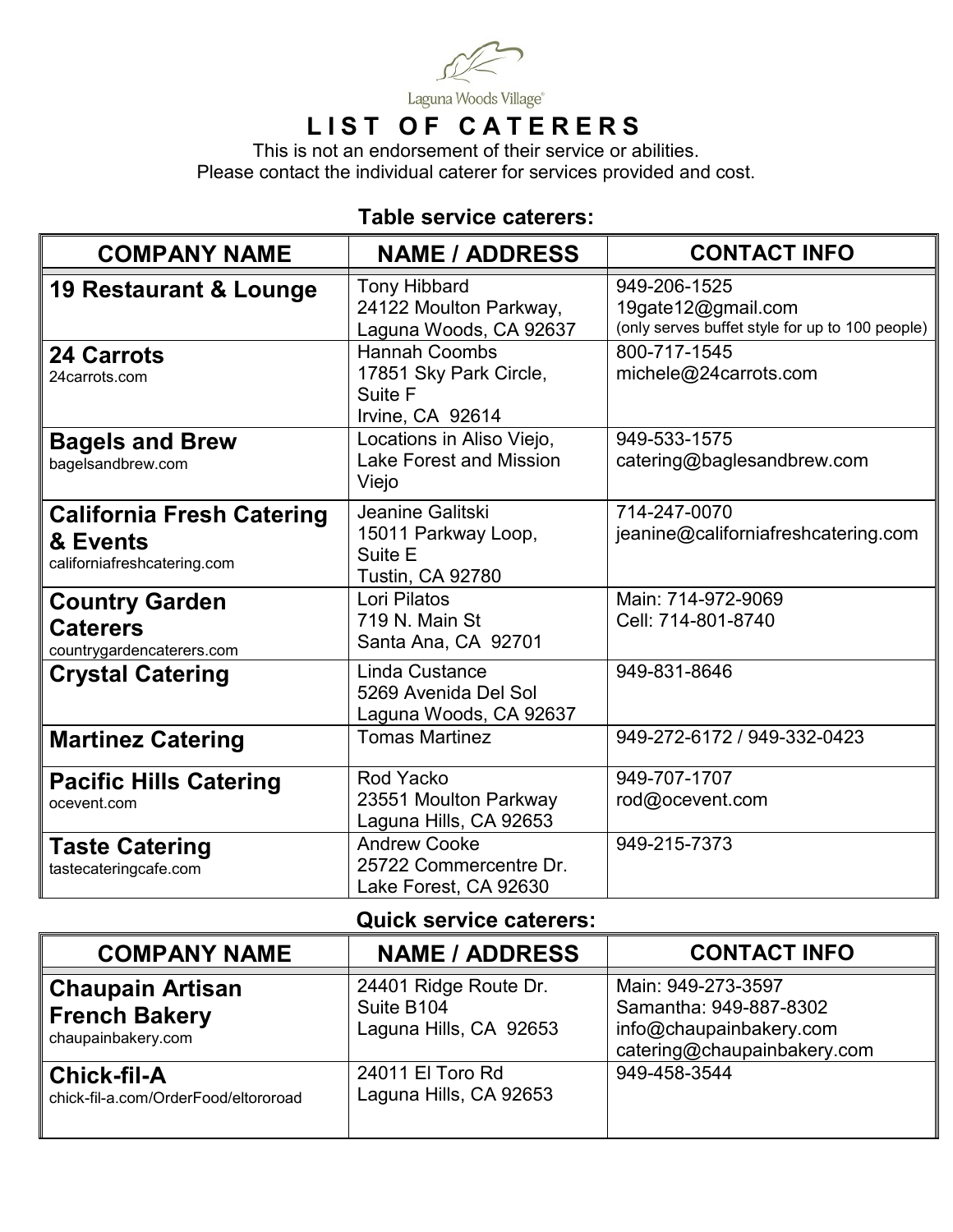Laguna Woods Village®

# LIST OF CATERERS

This is not an endorsement of their service or abilities.
Please contact the individual caterer for services provided and cost.

## Table service caterers:

| COMPANY NAME | NAME / ADDRESS | CONTACT INFO |
|---|---|---|
| **19 Restaurant & Lounge** | Tony Hibbard<br>24122 Moulton Parkway,<br>Laguna Woods, CA 92637 | 949-206-1525<br>19gate12@gmail.com<br>(only serves buffet style for up to 100 people) |
| **24 Carrots**<br>24carrots.com | Hannah Coombs<br>17851 Sky Park Circle,<br>Suite F<br>Irvine, CA 92614 | 800-717-1545<br>michele@24carrots.com |
| **Bagels and Brew**<br>bagelsandbrew.com | Locations in Aliso Viejo,<br>Lake Forest and Mission<br>Viejo | 949-533-1575<br>catering@baglesandbrew.com |
| **California Fresh Catering & Events**<br>californiafreshcatering.com | Jeanine Galitski<br>15011 Parkway Loop,<br>Suite E<br>Tustin, CA 92780 | 714-247-0070<br>jeanine@californiafreshcatering.com |
| **Country Garden Caterers**<br>countrygardencaterers.com | Lori Pilatos<br>719 N. Main St<br>Santa Ana, CA 92701 | Main: 714-972-9069<br>Cell: 714-801-8740 |
| **Crystal Catering** | Linda Custance<br>5269 Avenida Del Sol<br>Laguna Woods, CA 92637 | 949-831-8646 |
| **Martinez Catering** | Tomas Martinez | 949-272-6172 / 949-332-0423 |
| **Pacific Hills Catering**<br>ocevent.com | Rod Yacko<br>23551 Moulton Parkway<br>Laguna Hills, CA 92653 | 949-707-1707<br>rod@ocevent.com |
| **Taste Catering**<br>tastecateringcafe.com | Andrew Cooke<br>25722 Commercentre Dr.<br>Lake Forest, CA 92630 | 949-215-7373 |

## Quick service caterers:

| COMPANY NAME | NAME / ADDRESS | CONTACT INFO |
|---|---|---|
| **Chaupain Artisan French Bakery**<br>chaupainbakery.com | 24401 Ridge Route Dr.<br>Suite B104<br>Laguna Hills, CA 92653 | Main: 949-273-3597<br>Samantha: 949-887-8302<br>info@chaupainbakery.com<br>catering@chaupainbakery.com |
| **Chick-fil-A**<br>chick-fil-a.com/OrderFood/eltororoad | 24011 El Toro Rd<br>Laguna Hills, CA 92653 | 949-458-3544 |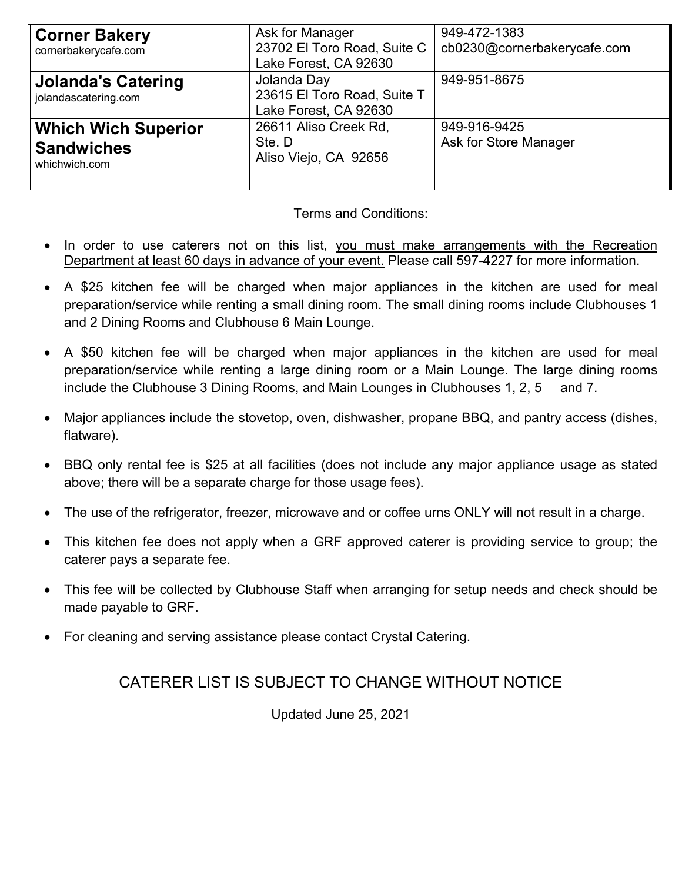| | | |
|---|---|---|
| **Corner Bakery**<br>cornerbakerycafe.com | Ask for Manager<br>23702 El Toro Road, Suite C<br>Lake Forest, CA 92630 | 949-472-1383<br>cb0230@cornerbakerycafe.com |
| **Jolanda's Catering**<br>jolandascatering.com | Jolanda Day<br>23615 El Toro Road, Suite T<br>Lake Forest, CA 92630 | 949-951-8675 |
| **Which Wich Superior Sandwiches**<br>whichwich.com | 26611 Aliso Creek Rd,<br>Ste. D<br>Aliso Viejo, CA 92656 | 949-916-9425<br>Ask for Store Manager |

Terms and Conditions:

- In order to use caterers not on this list, <u>you must make arrangements with the Recreation Department at least 60 days in advance of your event.</u> Please call 597-4227 for more information.
- A $25 kitchen fee will be charged when major appliances in the kitchen are used for meal preparation/service while renting a small dining room. The small dining rooms include Clubhouses 1 and 2 Dining Rooms and Clubhouse 6 Main Lounge.
- A $50 kitchen fee will be charged when major appliances in the kitchen are used for meal preparation/service while renting a large dining room or a Main Lounge. The large dining rooms include the Clubhouse 3 Dining Rooms, and Main Lounges in Clubhouses 1, 2, 5 and 7.
- Major appliances include the stovetop, oven, dishwasher, propane BBQ, and pantry access (dishes, flatware).
- BBQ only rental fee is $25 at all facilities (does not include any major appliance usage as stated above; there will be a separate charge for those usage fees).
- The use of the refrigerator, freezer, microwave and or coffee urns ONLY will not result in a charge.
- This kitchen fee does not apply when a GRF approved caterer is providing service to group; the caterer pays a separate fee.
- This fee will be collected by Clubhouse Staff when arranging for setup needs and check should be made payable to GRF.
- For cleaning and serving assistance please contact Crystal Catering.

## CATERER LIST IS SUBJECT TO CHANGE WITHOUT NOTICE

Updated June 25, 2021